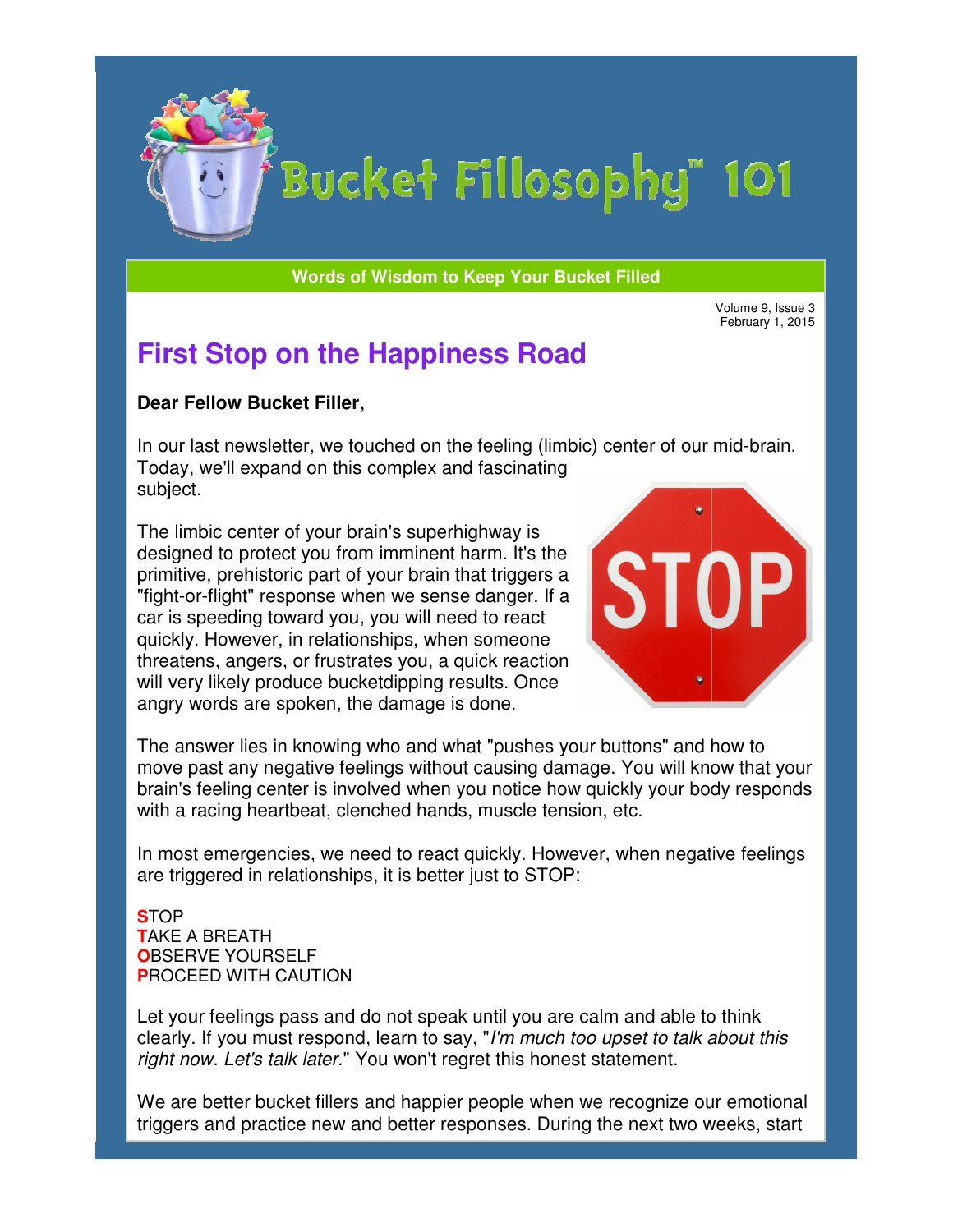# Bucket Fillosophy™ 101

**Words of Wisdom to Keep Your Bucket Filled**

Volume 9, Issue 3
February 1, 2015

## First Stop on the Happiness Road

**Dear Fellow Bucket Filler,**

In our last newsletter, we touched on the feeling (limbic) center of our mid-brain. Today, we'll expand on this complex and fascinating subject.

The limbic center of your brain's superhighway is designed to protect you from imminent harm. It's the primitive, prehistoric part of your brain that triggers a "fight-or-flight" response when we sense danger. If a car is speeding toward you, you will need to react quickly. However, in relationships, when someone threatens, angers, or frustrates you, a quick reaction will very likely produce bucketdipping results. Once angry words are spoken, the damage is done.

The answer lies in knowing who and what "pushes your buttons" and how to move past any negative feelings without causing damage. You will know that your brain's feeling center is involved when you notice how quickly your body responds with a racing heartbeat, clenched hands, muscle tension, etc.

In most emergencies, we need to react quickly. However, when negative feelings are triggered in relationships, it is better just to STOP:

**S**TOP
**T**AKE A BREATH
**O**BSERVE YOURSELF
**P**ROCEED WITH CAUTION

Let your feelings pass and do not speak until you are calm and able to think clearly. If you must respond, learn to say, "*I'm much too upset to talk about this right now. Let's talk later.*" You won't regret this honest statement.

We are better bucket fillers and happier people when we recognize our emotional triggers and practice new and better responses. During the next two weeks, start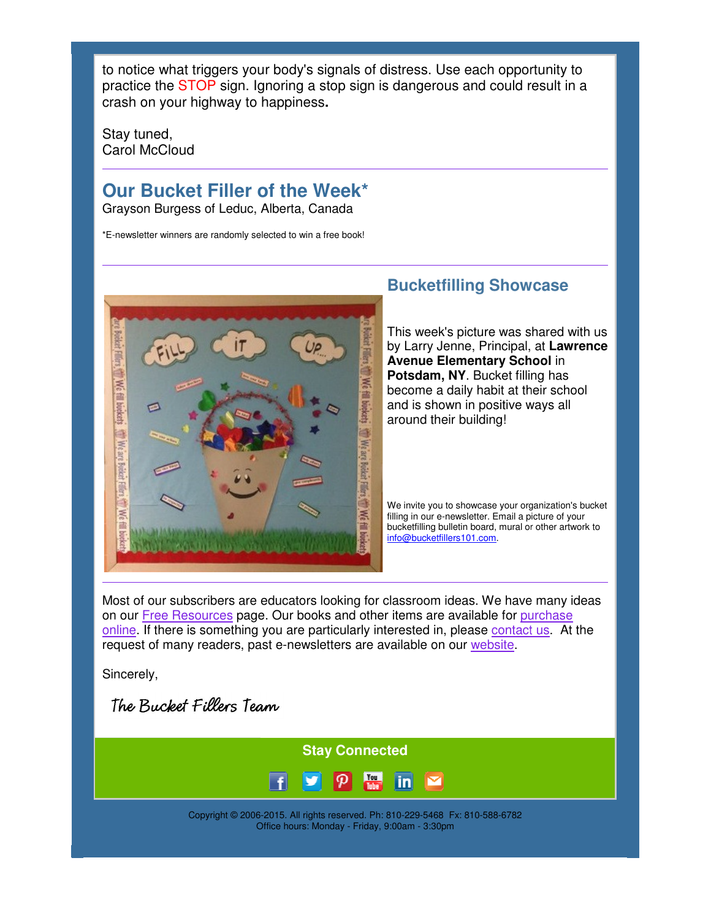to notice what triggers your body's signals of distress. Use each opportunity to practice the STOP sign. Ignoring a stop sign is dangerous and could result in a crash on your highway to happiness**.**

Stay tuned,
Carol McCloud

---

## Our Bucket Filler of the Week*

Grayson Burgess of Leduc, Alberta, Canada

*E-newsletter winners are randomly selected to win a free book!

---

## Bucketfilling Showcase

This week's picture was shared with us by Larry Jenne, Principal, at **Lawrence Avenue Elementary School** in **Potsdam, NY**. Bucket filling has become a daily habit at their school and is shown in positive ways all around their building!

We invite you to showcase your organization's bucket filling in our e-newsletter. Email a picture of your bucketfilling bulletin board, mural or other artwork to info@bucketfillers101.com.

---

Most of our subscribers are educators looking for classroom ideas. We have many ideas on our Free Resources page. Our books and other items are available for purchase online. If there is something you are particularly interested in, please contact us. At the request of many readers, past e-newsletters are available on our website.

Sincerely,

The Bucket Fillers Team

**Stay Connected**

Copyright © 2006-2015. All rights reserved. Ph: 810-229-5468 Fx: 810-588-6782
Office hours: Monday - Friday, 9:00am - 3:30pm